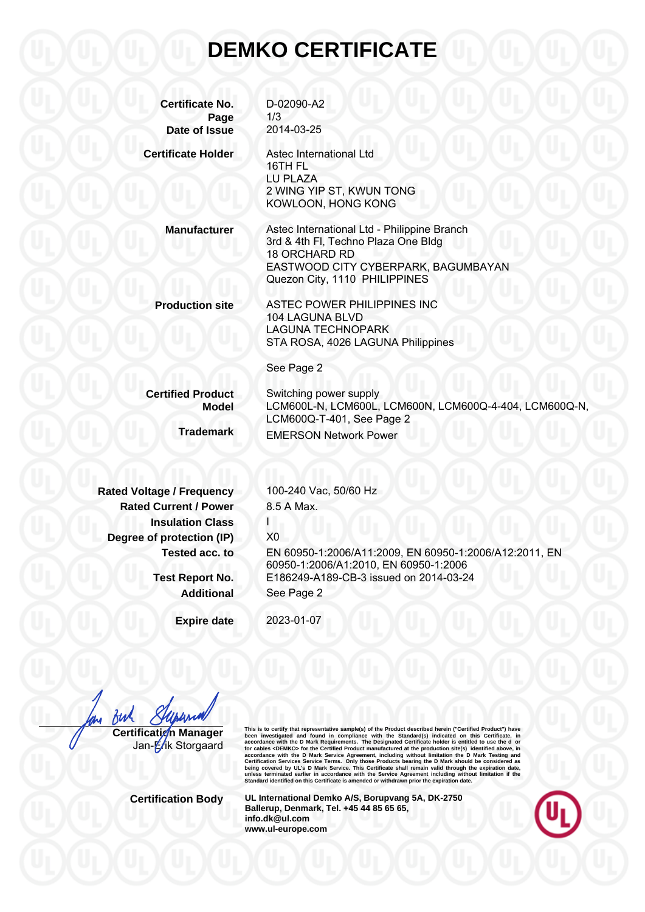# DEMKO CERTIFICATE

| | |
|---|---|
| **Certificate No.** | D-02090-A2 |
| **Page** | 1/3 |
| **Date of Issue** | 2014-03-25 |
| **Certificate Holder** | Astec International Ltd<br>16TH FL<br>LU PLAZA<br>2 WING YIP ST, KWUN TONG<br>KOWLOON, HONG KONG |
| **Manufacturer** | Astec International Ltd - Philippine Branch<br>3rd & 4th Fl, Techno Plaza One Bldg<br>18 ORCHARD RD<br>EASTWOOD CITY CYBERPARK, BAGUMBAYAN<br>Quezon City, 1110 PHILIPPINES |
| **Production site** | ASTEC POWER PHILIPPINES INC<br>104 LAGUNA BLVD<br>LAGUNA TECHNOPARK<br>STA ROSA, 4026 LAGUNA Philippines<br><br>See Page 2 |
| **Certified Product** | Switching power supply |
| **Model** | LCM600L-N, LCM600L, LCM600N, LCM600Q-4-404, LCM600Q-N, LCM600Q-T-401, See Page 2 |
| **Trademark** | EMERSON Network Power |
| **Rated Voltage / Frequency** | 100-240 Vac, 50/60 Hz |
| **Rated Current / Power** | 8.5 A Max. |
| **Insulation Class** | I |
| **Degree of protection (IP)** | X0 |
| **Tested acc. to** | EN 60950-1:2006/A11:2009, EN 60950-1:2006/A12:2011, EN 60950-1:2006/A1:2010, EN 60950-1:2006 |
| **Test Report No.** | E186249-A189-CB-3 issued on 2014-03-24 |
| **Additional** | See Page 2 |
| **Expire date** | 2023-01-07 |

**Certification Manager**
Jan-Erik Storgaard

This is to certify that representative sample(s) of the Product described herein ("Certified Product") have been investigated and found in compliance with the Standard(s) indicated on this Certificate, in accordance with the D Mark Requirements. The Designated Certificate holder is entitled to use the d or for cables <DEMKO> for the Certified Product manufactured at the production site(s) identified above, in accordance with the D Mark Service Agreement, including without limitation the D Mark Testing and Certification Services Service Terms. Only those Products bearing the D Mark should be considered as being covered by UL's D Mark Service. This Certificate shall remain valid through the expiration date, unless terminated earlier in accordance with the Service Agreement including without limitation if the Standard identified on this Certificate is amended or withdrawn prior the expiration date.

**Certification Body**

**UL International Demko A/S, Borupvang 5A, DK-2750 Ballerup, Denmark, Tel. +45 44 85 65 65, info.dk@ul.com www.ul-europe.com**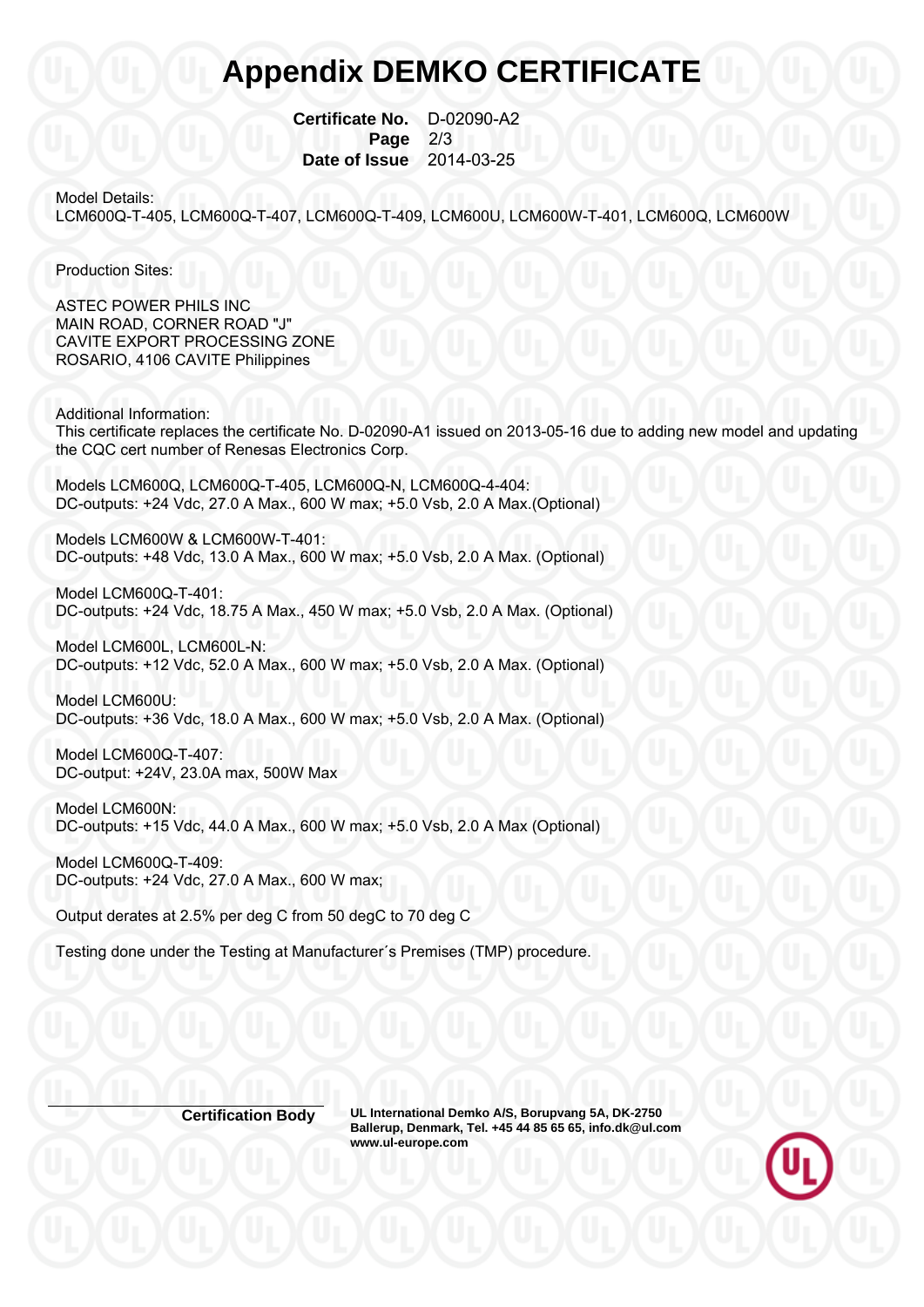# Appendix DEMKO CERTIFICATE

**Certificate No.** D-02090-A2
**Page** 2/3
**Date of Issue** 2014-03-25

Model Details:
LCM600Q-T-405, LCM600Q-T-407, LCM600Q-T-409, LCM600U, LCM600W-T-401, LCM600Q, LCM600W

Production Sites:

ASTEC POWER PHILS INC
MAIN ROAD, CORNER ROAD "J"
CAVITE EXPORT PROCESSING ZONE
ROSARIO, 4106 CAVITE Philippines

Additional Information:
This certificate replaces the certificate No. D-02090-A1 issued on 2013-05-16 due to adding new model and updating the CQC cert number of Renesas Electronics Corp.

Models LCM600Q, LCM600Q-T-405, LCM600Q-N, LCM600Q-4-404:
DC-outputs: +24 Vdc, 27.0 A Max., 600 W max; +5.0 Vsb, 2.0 A Max.(Optional)

Models LCM600W & LCM600W-T-401:
DC-outputs: +48 Vdc, 13.0 A Max., 600 W max; +5.0 Vsb, 2.0 A Max. (Optional)

Model LCM600Q-T-401:
DC-outputs: +24 Vdc, 18.75 A Max., 450 W max; +5.0 Vsb, 2.0 A Max. (Optional)

Model LCM600L, LCM600L-N:
DC-outputs: +12 Vdc, 52.0 A Max., 600 W max; +5.0 Vsb, 2.0 A Max. (Optional)

Model LCM600U:
DC-outputs: +36 Vdc, 18.0 A Max., 600 W max; +5.0 Vsb, 2.0 A Max. (Optional)

Model LCM600Q-T-407:
DC-output: +24V, 23.0A max, 500W Max

Model LCM600N:
DC-outputs: +15 Vdc, 44.0 A Max., 600 W max; +5.0 Vsb, 2.0 A Max (Optional)

Model LCM600Q-T-409:
DC-outputs: +24 Vdc, 27.0 A Max., 600 W max;

Output derates at 2.5% per deg C from 50 degC to 70 deg C

Testing done under the Testing at Manufacturer´s Premises (TMP) procedure.

**Certification Body** **UL International Demko A/S, Borupvang 5A, DK-2750 Ballerup, Denmark, Tel. +45 44 85 65 65, info.dk@ul.com www.ul-europe.com**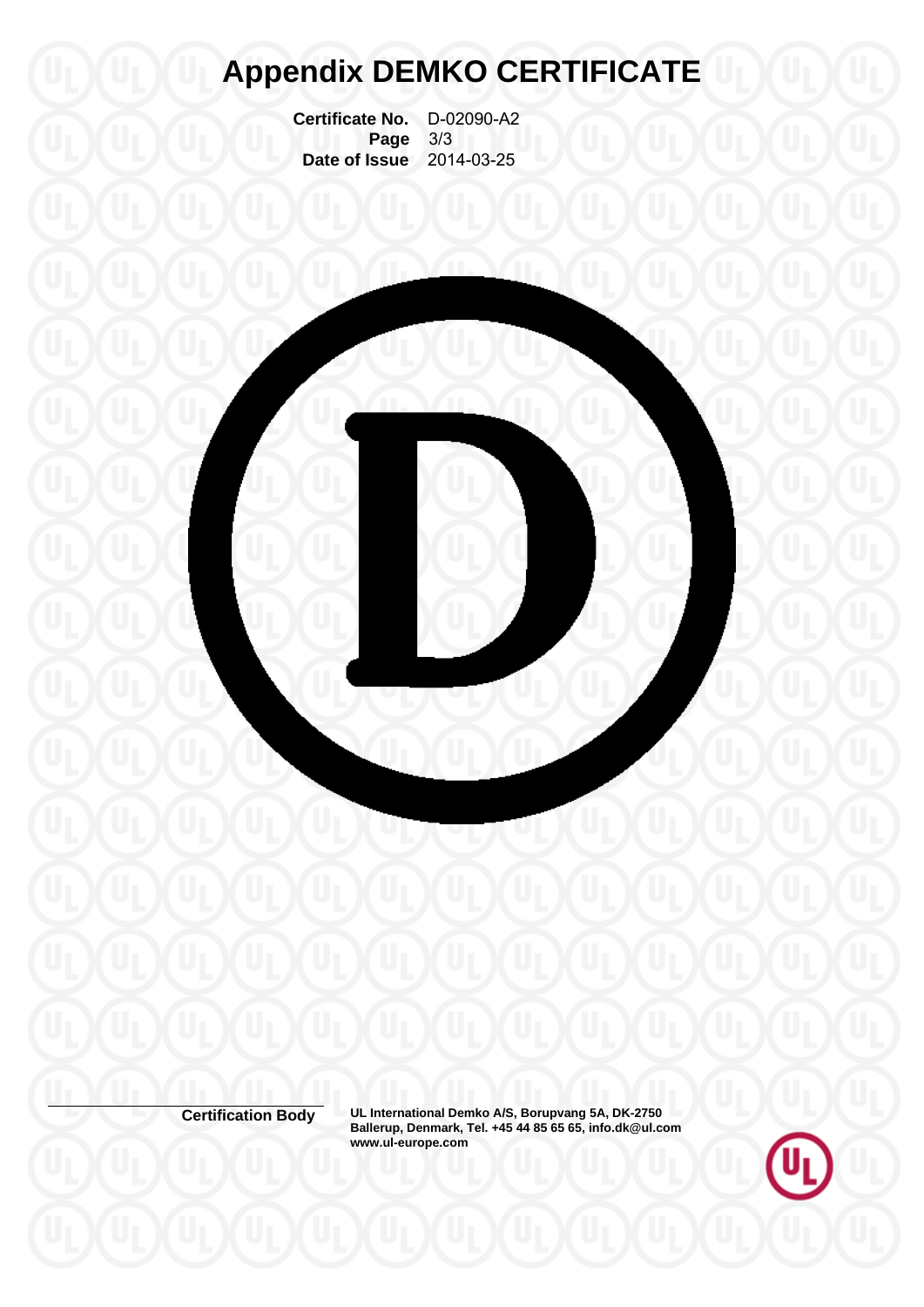# Appendix DEMKO CERTIFICATE

**Certificate No.** D-02090-A2
**Page** 3/3
**Date of Issue** 2014-03-25

**Certification Body**

**UL International Demko A/S, Borupvang 5A, DK-2750 Ballerup, Denmark, Tel. +45 44 85 65 65, info.dk@ul.com www.ul-europe.com**